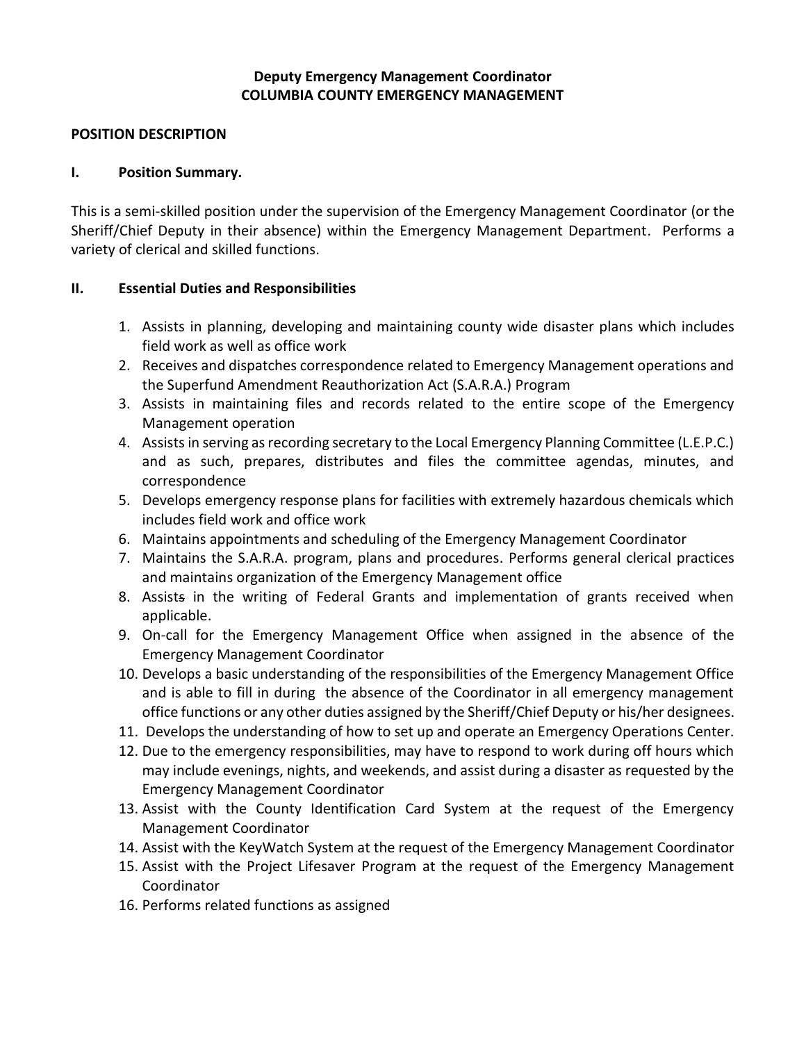**Deputy Emergency Management Coordinator**
**COLUMBIA COUNTY EMERGENCY MANAGEMENT**

## POSITION DESCRIPTION

### I. Position Summary.

This is a semi-skilled position under the supervision of the Emergency Management Coordinator (or the Sheriff/Chief Deputy in their absence) within the Emergency Management Department. Performs a variety of clerical and skilled functions.

### II. Essential Duties and Responsibilities

1. Assists in planning, developing and maintaining county wide disaster plans which includes field work as well as office work
2. Receives and dispatches correspondence related to Emergency Management operations and the Superfund Amendment Reauthorization Act (S.A.R.A.) Program
3. Assists in maintaining files and records related to the entire scope of the Emergency Management operation
4. Assists in serving as recording secretary to the Local Emergency Planning Committee (L.E.P.C.) and as such, prepares, distributes and files the committee agendas, minutes, and correspondence
5. Develops emergency response plans for facilities with extremely hazardous chemicals which includes field work and office work
6. Maintains appointments and scheduling of the Emergency Management Coordinator
7. Maintains the S.A.R.A. program, plans and procedures. Performs general clerical practices and maintains organization of the Emergency Management office
8. Assists in the writing of Federal Grants and implementation of grants received when applicable.
9. On-call for the Emergency Management Office when assigned in the absence of the Emergency Management Coordinator
10. Develops a basic understanding of the responsibilities of the Emergency Management Office and is able to fill in during the absence of the Coordinator in all emergency management office functions or any other duties assigned by the Sheriff/Chief Deputy or his/her designees.
11. Develops the understanding of how to set up and operate an Emergency Operations Center.
12. Due to the emergency responsibilities, may have to respond to work during off hours which may include evenings, nights, and weekends, and assist during a disaster as requested by the Emergency Management Coordinator
13. Assist with the County Identification Card System at the request of the Emergency Management Coordinator
14. Assist with the KeyWatch System at the request of the Emergency Management Coordinator
15. Assist with the Project Lifesaver Program at the request of the Emergency Management Coordinator
16. Performs related functions as assigned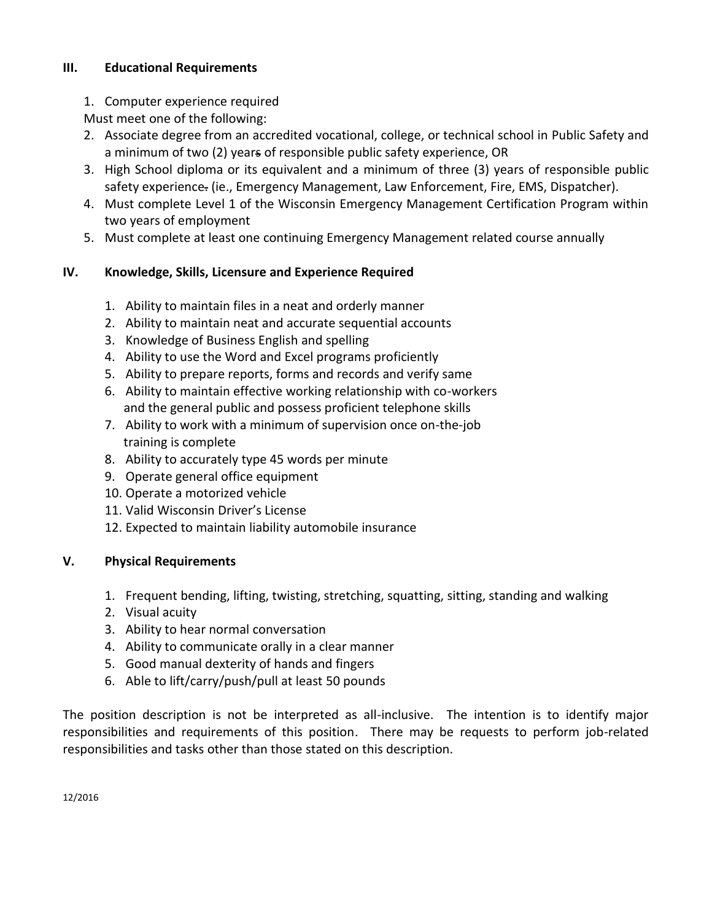## III. Educational Requirements

1. Computer experience required

Must meet one of the following:

2. Associate degree from an accredited vocational, college, or technical school in Public Safety and a minimum of two (2) years of responsible public safety experience, OR
3. High School diploma or its equivalent and a minimum of three (3) years of responsible public safety experience. (ie., Emergency Management, Law Enforcement, Fire, EMS, Dispatcher).
4. Must complete Level 1 of the Wisconsin Emergency Management Certification Program within two years of employment
5. Must complete at least one continuing Emergency Management related course annually

## IV. Knowledge, Skills, Licensure and Experience Required

1. Ability to maintain files in a neat and orderly manner
2. Ability to maintain neat and accurate sequential accounts
3. Knowledge of Business English and spelling
4. Ability to use the Word and Excel programs proficiently
5. Ability to prepare reports, forms and records and verify same
6. Ability to maintain effective working relationship with co-workers and the general public and possess proficient telephone skills
7. Ability to work with a minimum of supervision once on-the-job training is complete
8. Ability to accurately type 45 words per minute
9. Operate general office equipment
10. Operate a motorized vehicle
11. Valid Wisconsin Driver's License
12. Expected to maintain liability automobile insurance

## V. Physical Requirements

1. Frequent bending, lifting, twisting, stretching, squatting, sitting, standing and walking
2. Visual acuity
3. Ability to hear normal conversation
4. Ability to communicate orally in a clear manner
5. Good manual dexterity of hands and fingers
6. Able to lift/carry/push/pull at least 50 pounds

The position description is not be interpreted as all-inclusive. The intention is to identify major responsibilities and requirements of this position. There may be requests to perform job-related responsibilities and tasks other than those stated on this description.

12/2016